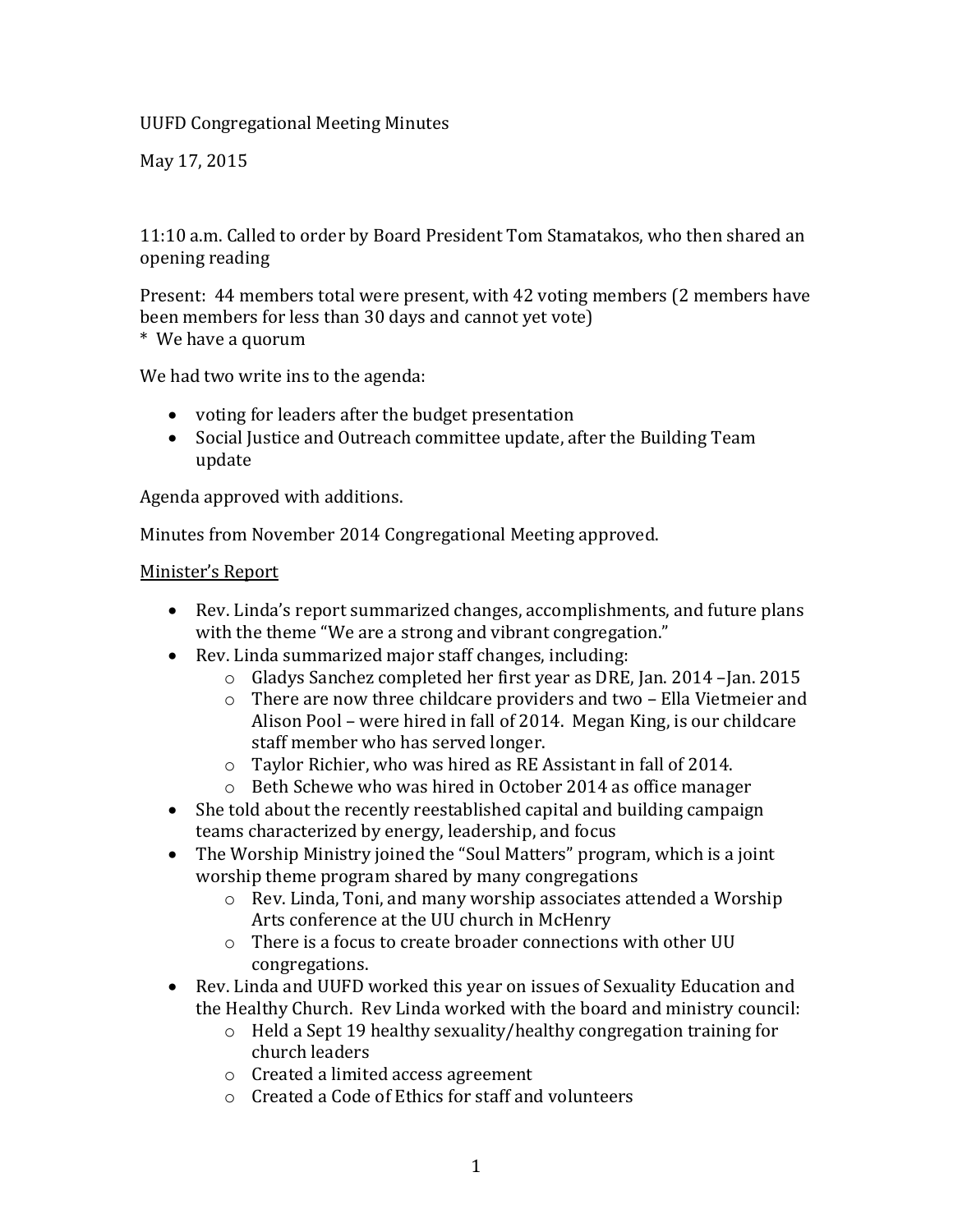UUFD Congregational Meeting Minutes

May 17, 2015

11:10 a.m. Called to order by Board President Tom Stamatakos, who then shared an opening reading

Present: 44 members total were present, with 42 voting members (2 members have been members for less than 30 days and cannot yet vote)
* We have a quorum

We had two write ins to the agenda:

- voting for leaders after the budget presentation
- Social Justice and Outreach committee update, after the Building Team update

Agenda approved with additions.

Minutes from November 2014 Congregational Meeting approved.

<u>Minister's Report</u>

- Rev. Linda's report summarized changes, accomplishments, and future plans with the theme "We are a strong and vibrant congregation."
- Rev. Linda summarized major staff changes, including:
    - Gladys Sanchez completed her first year as DRE, Jan. 2014 –Jan. 2015
    - There are now three childcare providers and two – Ella Vietmeier and Alison Pool – were hired in fall of 2014. Megan King, is our childcare staff member who has served longer.
    - Taylor Richier, who was hired as RE Assistant in fall of 2014.
    - Beth Schewe who was hired in October 2014 as office manager
- She told about the recently reestablished capital and building campaign teams characterized by energy, leadership, and focus
- The Worship Ministry joined the "Soul Matters" program, which is a joint worship theme program shared by many congregations
    - Rev. Linda, Toni, and many worship associates attended a Worship Arts conference at the UU church in McHenry
    - There is a focus to create broader connections with other UU congregations.
- Rev. Linda and UUFD worked this year on issues of Sexuality Education and the Healthy Church. Rev Linda worked with the board and ministry council:
    - Held a Sept 19 healthy sexuality/healthy congregation training for church leaders
    - Created a limited access agreement
    - Created a Code of Ethics for staff and volunteers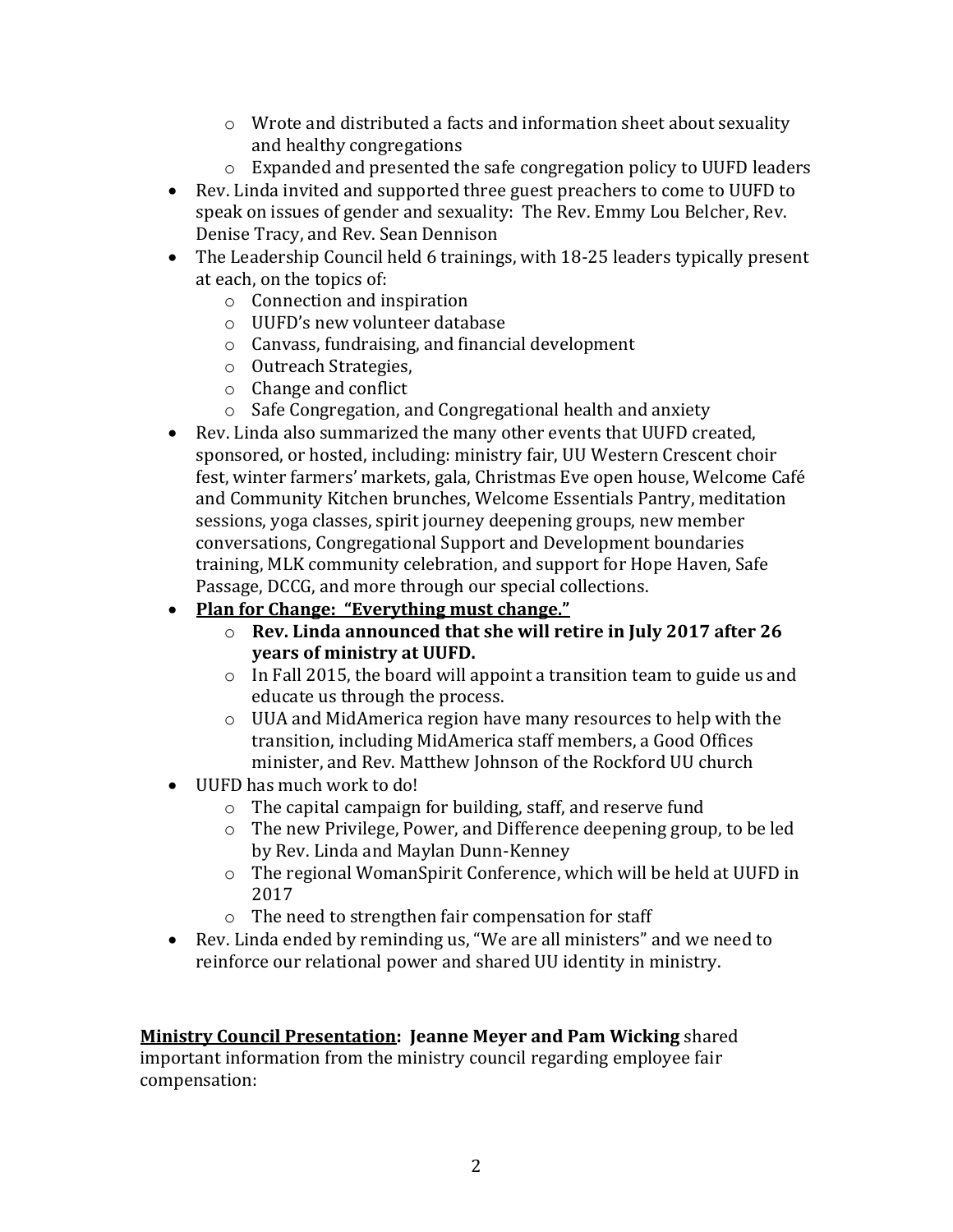- Wrote and distributed a facts and information sheet about sexuality and healthy congregations
    - Expanded and presented the safe congregation policy to UUFD leaders
- Rev. Linda invited and supported three guest preachers to come to UUFD to speak on issues of gender and sexuality: The Rev. Emmy Lou Belcher, Rev. Denise Tracy, and Rev. Sean Dennison
- The Leadership Council held 6 trainings, with 18-25 leaders typically present at each, on the topics of:
    - Connection and inspiration
    - UUFD's new volunteer database
    - Canvass, fundraising, and financial development
    - Outreach Strategies,
    - Change and conflict
    - Safe Congregation, and Congregational health and anxiety
- Rev. Linda also summarized the many other events that UUFD created, sponsored, or hosted, including: ministry fair, UU Western Crescent choir fest, winter farmers' markets, gala, Christmas Eve open house, Welcome Café and Community Kitchen brunches, Welcome Essentials Pantry, meditation sessions, yoga classes, spirit journey deepening groups, new member conversations, Congregational Support and Development boundaries training, MLK community celebration, and support for Hope Haven, Safe Passage, DCCG, and more through our special collections.
- **<u>Plan for Change: "Everything must change."</u>**
    - **Rev. Linda announced that she will retire in July 2017 after 26 years of ministry at UUFD.**
    - In Fall 2015, the board will appoint a transition team to guide us and educate us through the process.
    - UUA and MidAmerica region have many resources to help with the transition, including MidAmerica staff members, a Good Offices minister, and Rev. Matthew Johnson of the Rockford UU church
- UUFD has much work to do!
    - The capital campaign for building, staff, and reserve fund
    - The new Privilege, Power, and Difference deepening group, to be led by Rev. Linda and Maylan Dunn-Kenney
    - The regional WomanSpirit Conference, which will be held at UUFD in 2017
    - The need to strengthen fair compensation for staff
- Rev. Linda ended by reminding us, "We are all ministers" and we need to reinforce our relational power and shared UU identity in ministry.

**<u>Ministry Council Presentation</u>: Jeanne Meyer and Pam Wicking** shared important information from the ministry council regarding employee fair compensation: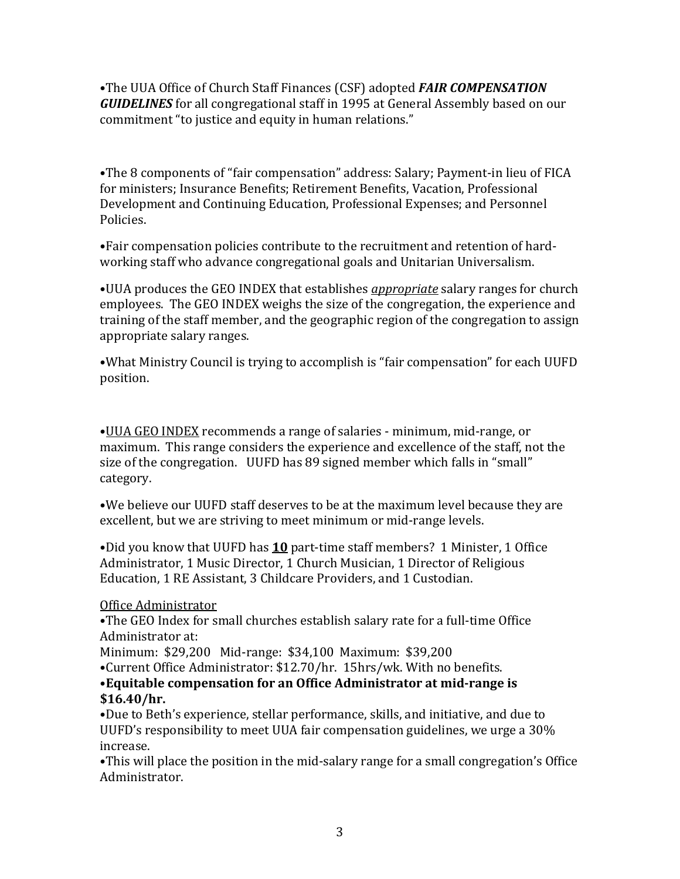•The UUA Office of Church Staff Finances (CSF) adopted ***FAIR COMPENSATION GUIDELINES*** for all congregational staff in 1995 at General Assembly based on our commitment "to justice and equity in human relations."

•The 8 components of "fair compensation" address: Salary; Payment-in lieu of FICA for ministers; Insurance Benefits; Retirement Benefits, Vacation, Professional Development and Continuing Education, Professional Expenses; and Personnel Policies.

•Fair compensation policies contribute to the recruitment and retention of hard-working staff who advance congregational goals and Unitarian Universalism.

•UUA produces the GEO INDEX that establishes *appropriate* salary ranges for church employees. The GEO INDEX weighs the size of the congregation, the experience and training of the staff member, and the geographic region of the congregation to assign appropriate salary ranges.

•What Ministry Council is trying to accomplish is "fair compensation" for each UUFD position.

•UUA GEO INDEX recommends a range of salaries - minimum, mid-range, or maximum. This range considers the experience and excellence of the staff, not the size of the congregation. UUFD has 89 signed member which falls in "small" category.

•We believe our UUFD staff deserves to be at the maximum level because they are excellent, but we are striving to meet minimum or mid-range levels.

•Did you know that UUFD has **10** part-time staff members? 1 Minister, 1 Office Administrator, 1 Music Director, 1 Church Musician, 1 Director of Religious Education, 1 RE Assistant, 3 Childcare Providers, and 1 Custodian.

Office Administrator

•The GEO Index for small churches establish salary rate for a full-time Office Administrator at:

Minimum: $29,200 Mid-range: $34,100 Maximum: $39,200

•Current Office Administrator: $12.70/hr. 15hrs/wk. With no benefits.

•**Equitable compensation for an Office Administrator at mid-range is $16.40/hr.**

•Due to Beth's experience, stellar performance, skills, and initiative, and due to UUFD's responsibility to meet UUA fair compensation guidelines, we urge a 30% increase.

•This will place the position in the mid-salary range for a small congregation's Office Administrator.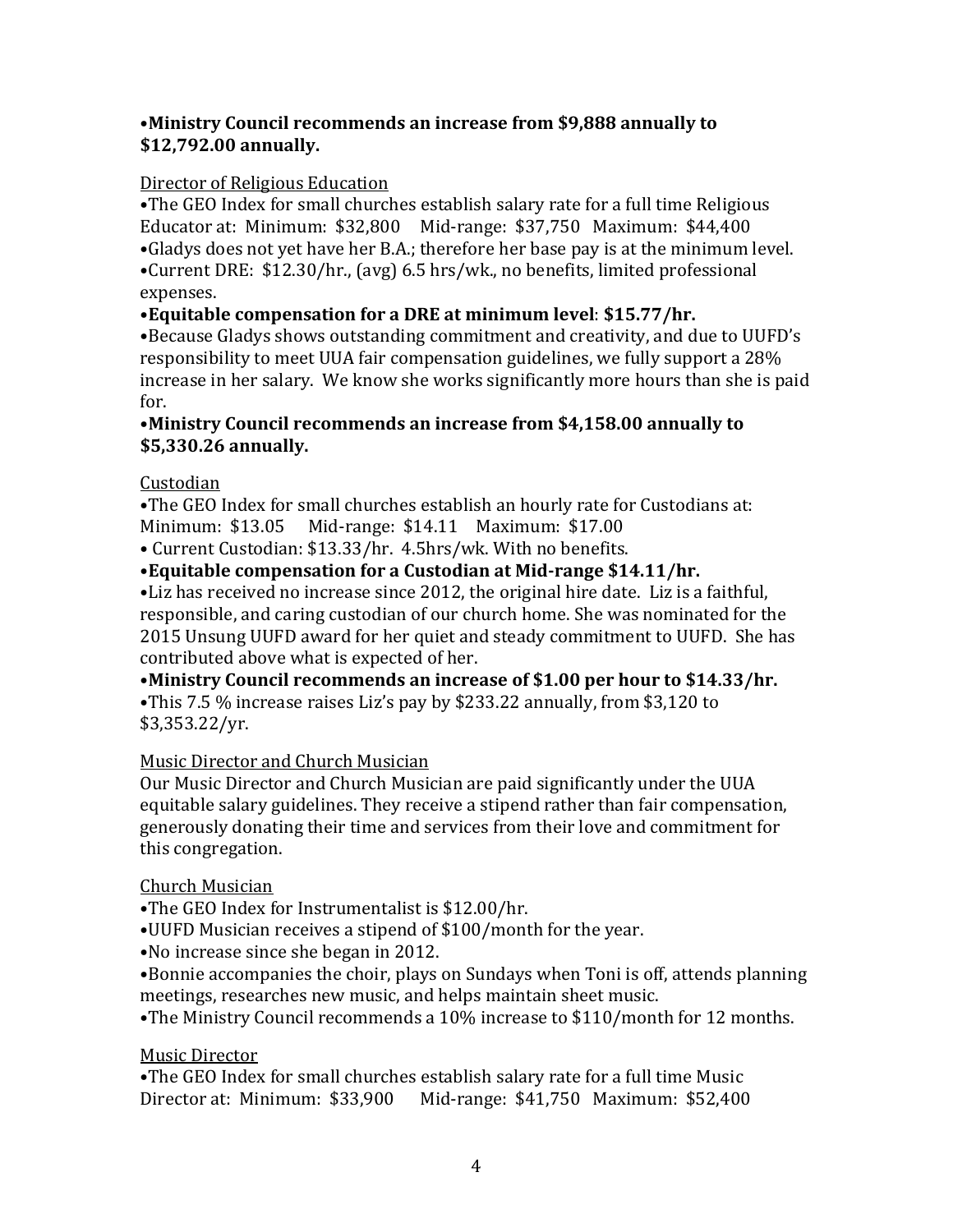•**Ministry Council recommends an increase from $9,888 annually to $12,792.00 annually.**

Director of Religious Education

•The GEO Index for small churches establish salary rate for a full time Religious Educator at: Minimum: $32,800 Mid-range: $37,750 Maximum: $44,400

•Gladys does not yet have her B.A.; therefore her base pay is at the minimum level.

•Current DRE: $12.30/hr., (avg) 6.5 hrs/wk., no benefits, limited professional expenses.

•**Equitable compensation for a DRE at minimum level**: **$15.77/hr.**

•Because Gladys shows outstanding commitment and creativity, and due to UUFD's responsibility to meet UUA fair compensation guidelines, we fully support a 28% increase in her salary. We know she works significantly more hours than she is paid for.

•**Ministry Council recommends an increase from $4,158.00 annually to $5,330.26 annually.**

Custodian

•The GEO Index for small churches establish an hourly rate for Custodians at: Minimum: $13.05 Mid-range: $14.11 Maximum: $17.00

• Current Custodian: $13.33/hr. 4.5hrs/wk. With no benefits.

•**Equitable compensation for a Custodian at Mid-range $14.11/hr.**

•Liz has received no increase since 2012, the original hire date. Liz is a faithful, responsible, and caring custodian of our church home. She was nominated for the 2015 Unsung UUFD award for her quiet and steady commitment to UUFD. She has contributed above what is expected of her.

•**Ministry Council recommends an increase of $1.00 per hour to $14.33/hr.**

•This 7.5 % increase raises Liz's pay by $233.22 annually, from $3,120 to $3,353.22/yr.

Music Director and Church Musician

Our Music Director and Church Musician are paid significantly under the UUA equitable salary guidelines. They receive a stipend rather than fair compensation, generously donating their time and services from their love and commitment for this congregation.

Church Musician

•The GEO Index for Instrumentalist is $12.00/hr.

•UUFD Musician receives a stipend of $100/month for the year.

•No increase since she began in 2012.

•Bonnie accompanies the choir, plays on Sundays when Toni is off, attends planning meetings, researches new music, and helps maintain sheet music.

•The Ministry Council recommends a 10% increase to $110/month for 12 months.

Music Director

•The GEO Index for small churches establish salary rate for a full time Music Director at: Minimum: $33,900 Mid-range: $41,750 Maximum: $52,400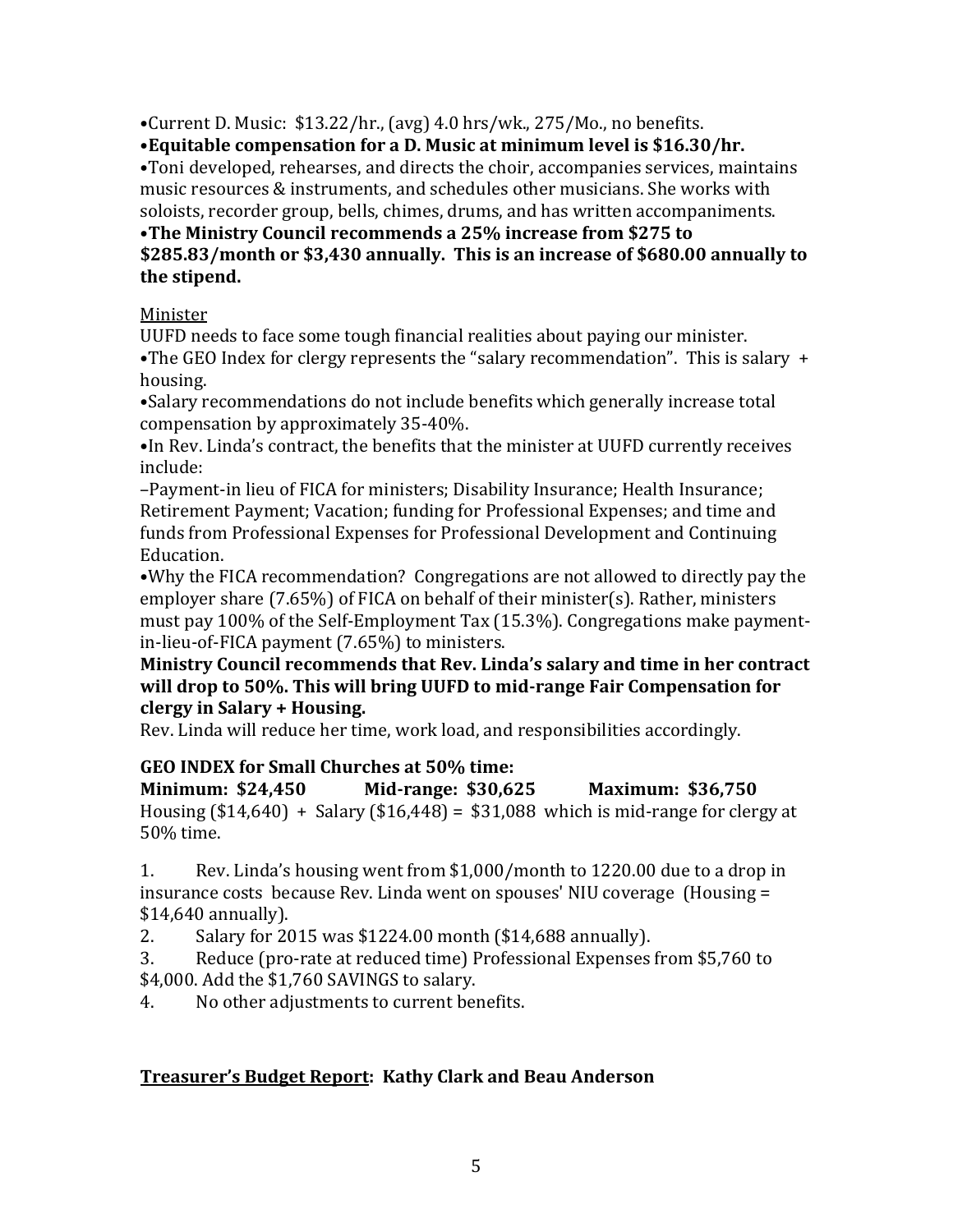•Current D. Music: $13.22/hr., (avg) 4.0 hrs/wk., 275/Mo., no benefits.

**•Equitable compensation for a D. Music at minimum level is $16.30/hr.**

•Toni developed, rehearses, and directs the choir, accompanies services, maintains music resources & instruments, and schedules other musicians. She works with soloists, recorder group, bells, chimes, drums, and has written accompaniments.

**•The Ministry Council recommends a 25% increase from $275 to $285.83/month or $3,430 annually. This is an increase of $680.00 annually to the stipend.**

<u>Minister</u>

UUFD needs to face some tough financial realities about paying our minister.

•The GEO Index for clergy represents the "salary recommendation". This is salary + housing.

•Salary recommendations do not include benefits which generally increase total compensation by approximately 35-40%.

•In Rev. Linda's contract, the benefits that the minister at UUFD currently receives include:

–Payment-in lieu of FICA for ministers; Disability Insurance; Health Insurance; Retirement Payment; Vacation; funding for Professional Expenses; and time and funds from Professional Expenses for Professional Development and Continuing Education.

•Why the FICA recommendation? Congregations are not allowed to directly pay the employer share (7.65%) of FICA on behalf of their minister(s). Rather, ministers must pay 100% of the Self-Employment Tax (15.3%). Congregations make payment-in-lieu-of-FICA payment (7.65%) to ministers.

**Ministry Council recommends that Rev. Linda's salary and time in her contract will drop to 50%. This will bring UUFD to mid-range Fair Compensation for clergy in Salary + Housing.**

Rev. Linda will reduce her time, work load, and responsibilities accordingly.

**GEO INDEX for Small Churches at 50% time:**

**Minimum: $24,450 Mid-range: $30,625 Maximum: $36,750**

Housing ($14,640) + Salary ($16,448) = $31,088 which is mid-range for clergy at 50% time.

1. Rev. Linda's housing went from $1,000/month to 1220.00 due to a drop in insurance costs because Rev. Linda went on spouses' NIU coverage (Housing = $14,640 annually).
2. Salary for 2015 was $1224.00 month ($14,688 annually).
3. Reduce (pro-rate at reduced time) Professional Expenses from $5,760 to $4,000. Add the $1,760 SAVINGS to salary.
4. No other adjustments to current benefits.

**<u>Treasurer's Budget Report</u>: Kathy Clark and Beau Anderson**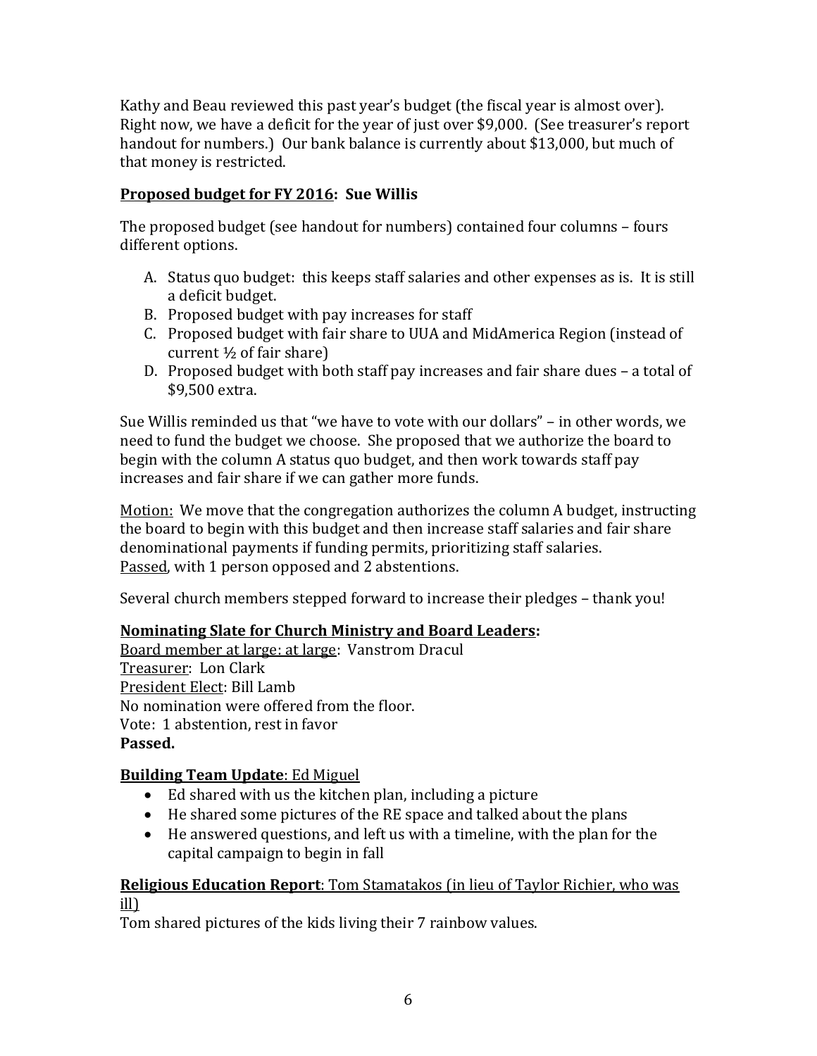Kathy and Beau reviewed this past year's budget (the fiscal year is almost over). Right now, we have a deficit for the year of just over $9,000. (See treasurer's report handout for numbers.) Our bank balance is currently about $13,000, but much of that money is restricted.

**Proposed budget for FY 2016: Sue Willis**

The proposed budget (see handout for numbers) contained four columns – fours different options.

A. Status quo budget: this keeps staff salaries and other expenses as is. It is still a deficit budget.
B. Proposed budget with pay increases for staff
C. Proposed budget with fair share to UUA and MidAmerica Region (instead of current ½ of fair share)
D. Proposed budget with both staff pay increases and fair share dues – a total of $9,500 extra.

Sue Willis reminded us that "we have to vote with our dollars" – in other words, we need to fund the budget we choose. She proposed that we authorize the board to begin with the column A status quo budget, and then work towards staff pay increases and fair share if we can gather more funds.

Motion: We move that the congregation authorizes the column A budget, instructing the board to begin with this budget and then increase staff salaries and fair share denominational payments if funding permits, prioritizing staff salaries.
Passed, with 1 person opposed and 2 abstentions.

Several church members stepped forward to increase their pledges – thank you!

**Nominating Slate for Church Ministry and Board Leaders:**
Board member at large: at large: Vanstrom Dracul
Treasurer: Lon Clark
President Elect: Bill Lamb
No nomination were offered from the floor.
Vote: 1 abstention, rest in favor
**Passed.**

**Building Team Update**: Ed Miguel

- Ed shared with us the kitchen plan, including a picture
- He shared some pictures of the RE space and talked about the plans
- He answered questions, and left us with a timeline, with the plan for the capital campaign to begin in fall

**Religious Education Report**: Tom Stamatakos (in lieu of Taylor Richier, who was ill)
Tom shared pictures of the kids living their 7 rainbow values.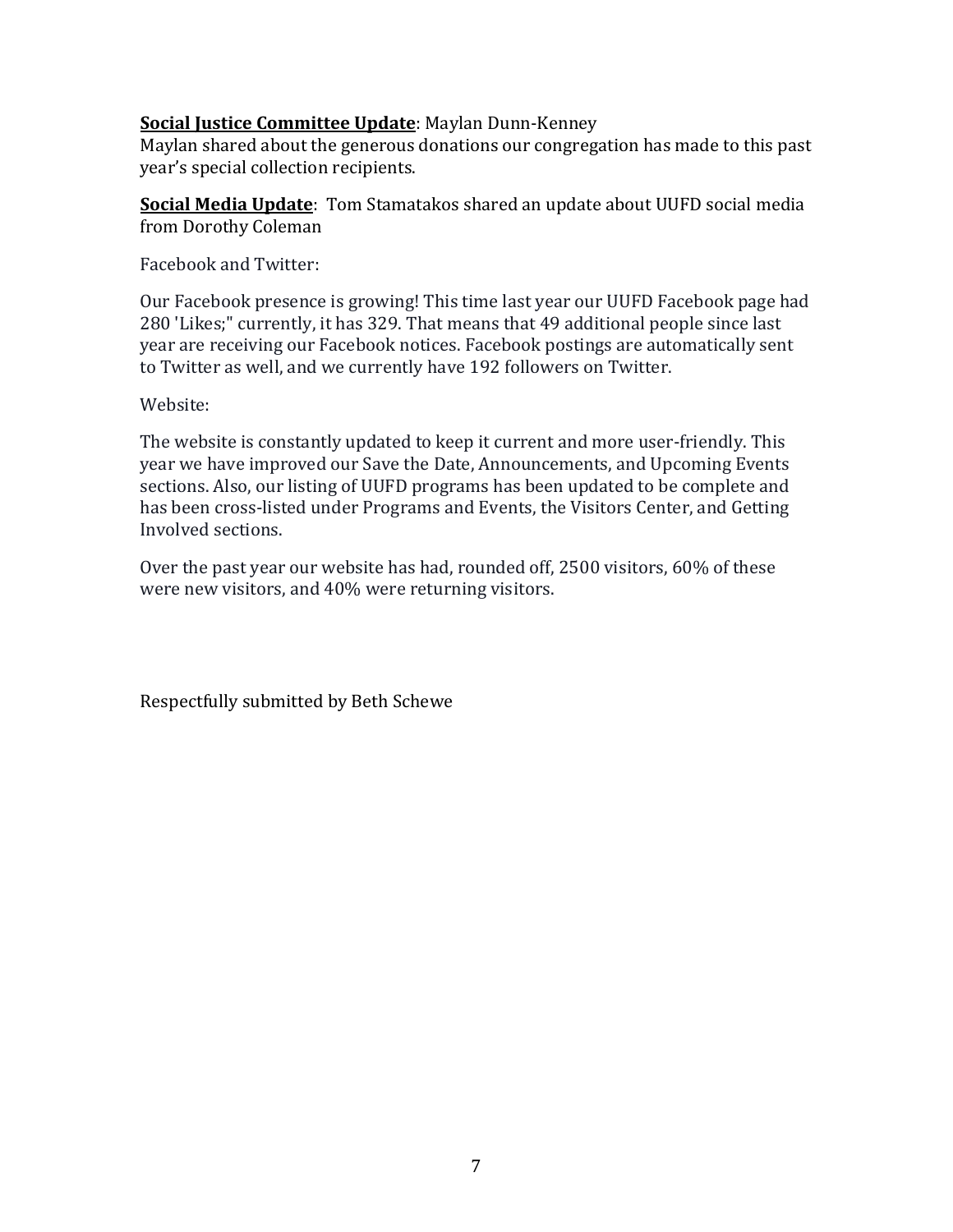**<u>Social Justice Committee Update</u>**: Maylan Dunn-Kenney
Maylan shared about the generous donations our congregation has made to this past year's special collection recipients.

**<u>Social Media Update</u>**: Tom Stamatakos shared an update about UUFD social media from Dorothy Coleman

Facebook and Twitter:

Our Facebook presence is growing! This time last year our UUFD Facebook page had 280 'Likes;" currently, it has 329. That means that 49 additional people since last year are receiving our Facebook notices. Facebook postings are automatically sent to Twitter as well, and we currently have 192 followers on Twitter.

Website:

The website is constantly updated to keep it current and more user-friendly. This year we have improved our Save the Date, Announcements, and Upcoming Events sections. Also, our listing of UUFD programs has been updated to be complete and has been cross-listed under Programs and Events, the Visitors Center, and Getting Involved sections.

Over the past year our website has had, rounded off, 2500 visitors, 60% of these were new visitors, and 40% were returning visitors.

Respectfully submitted by Beth Schewe